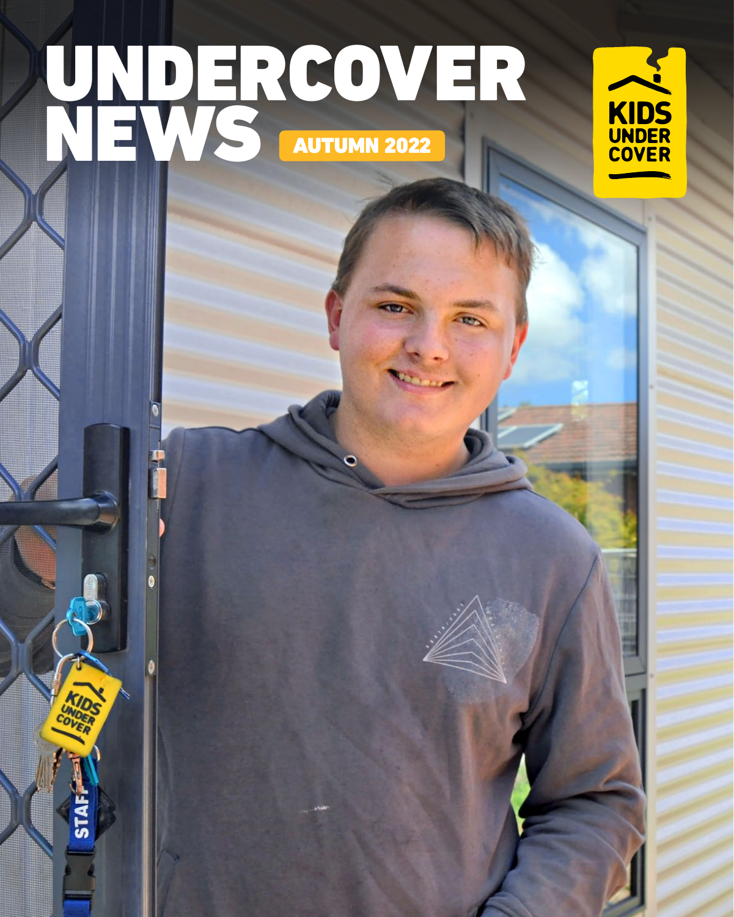# UNDERCOVER NEWS

AUTUMN 2022

KIDS UNDER COVER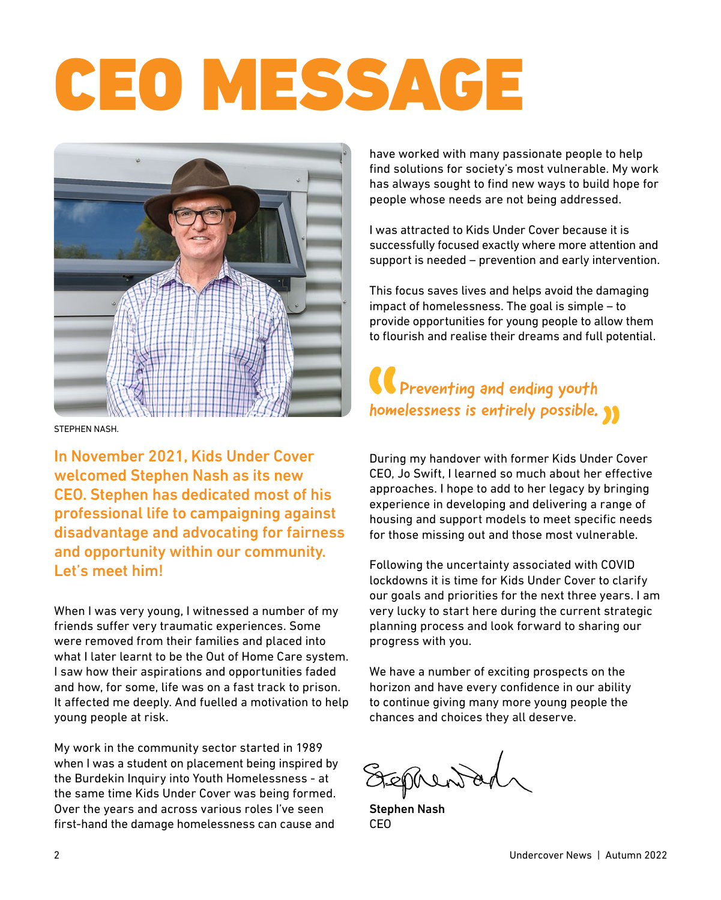# CEO MESSAGE

STEPHEN NASH.

**In November 2021, Kids Under Cover welcomed Stephen Nash as its new CEO. Stephen has dedicated most of his professional life to campaigning against disadvantage and advocating for fairness and opportunity within our community. Let's meet him!**

When I was very young, I witnessed a number of my friends suffer very traumatic experiences. Some were removed from their families and placed into what I later learnt to be the Out of Home Care system. I saw how their aspirations and opportunities faded and how, for some, life was on a fast track to prison. It affected me deeply. And fuelled a motivation to help young people at risk.

My work in the community sector started in 1989 when I was a student on placement being inspired by the Burdekin Inquiry into Youth Homelessness - at the same time Kids Under Cover was being formed. Over the years and across various roles I've seen first-hand the damage homelessness can cause and have worked with many passionate people to help find solutions for society's most vulnerable. My work has always sought to find new ways to build hope for people whose needs are not being addressed.

I was attracted to Kids Under Cover because it is successfully focused exactly where more attention and support is needed – prevention and early intervention.

This focus saves lives and helps avoid the damaging impact of homelessness. The goal is simple – to provide opportunities for young people to allow them to flourish and realise their dreams and full potential.

> *"Preventing and ending youth homelessness is entirely possible."*

During my handover with former Kids Under Cover CEO, Jo Swift, I learned so much about her effective approaches. I hope to add to her legacy by bringing experience in developing and delivering a range of housing and support models to meet specific needs for those missing out and those most vulnerable.

Following the uncertainty associated with COVID lockdowns it is time for Kids Under Cover to clarify our goals and priorities for the next three years. I am very lucky to start here during the current strategic planning process and look forward to sharing our progress with you.

We have a number of exciting prospects on the horizon and have every confidence in our ability to continue giving many more young people the chances and choices they all deserve.

**Stephen Nash**
CEO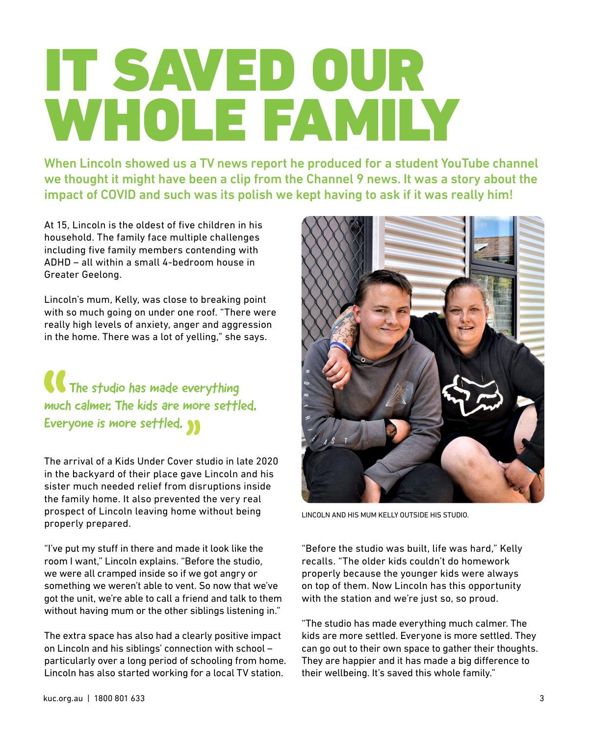# IT SAVED OUR WHOLE FAMILY

**When Lincoln showed us a TV news report he produced for a student YouTube channel we thought it might have been a clip from the Channel 9 news. It was a story about the impact of COVID and such was its polish we kept having to ask if it was really him!**

At 15, Lincoln is the oldest of five children in his household. The family face multiple challenges including five family members contending with ADHD – all within a small 4-bedroom house in Greater Geelong.

Lincoln's mum, Kelly, was close to breaking point with so much going on under one roof. "There were really high levels of anxiety, anger and aggression in the home. There was a lot of yelling," she says.

> "The studio has made everything much calmer. The kids are more settled. Everyone is more settled."

The arrival of a Kids Under Cover studio in late 2020 in the backyard of their place gave Lincoln and his sister much needed relief from disruptions inside the family home. It also prevented the very real prospect of Lincoln leaving home without being properly prepared.

"I've put my stuff in there and made it look like the room I want," Lincoln explains. "Before the studio, we were all cramped inside so if we got angry or something we weren't able to vent. So now that we've got the unit, we're able to call a friend and talk to them without having mum or the other siblings listening in."

The extra space has also had a clearly positive impact on Lincoln and his siblings' connection with school – particularly over a long period of schooling from home. Lincoln has also started working for a local TV station.

LINCOLN AND HIS MUM KELLY OUTSIDE HIS STUDIO.

"Before the studio was built, life was hard," Kelly recalls. "The older kids couldn't do homework properly because the younger kids were always on top of them. Now Lincoln has this opportunity with the station and we're just so, so proud.

"The studio has made everything much calmer. The kids are more settled. Everyone is more settled. They can go out to their own space to gather their thoughts. They are happier and it has made a big difference to their wellbeing. It's saved this whole family."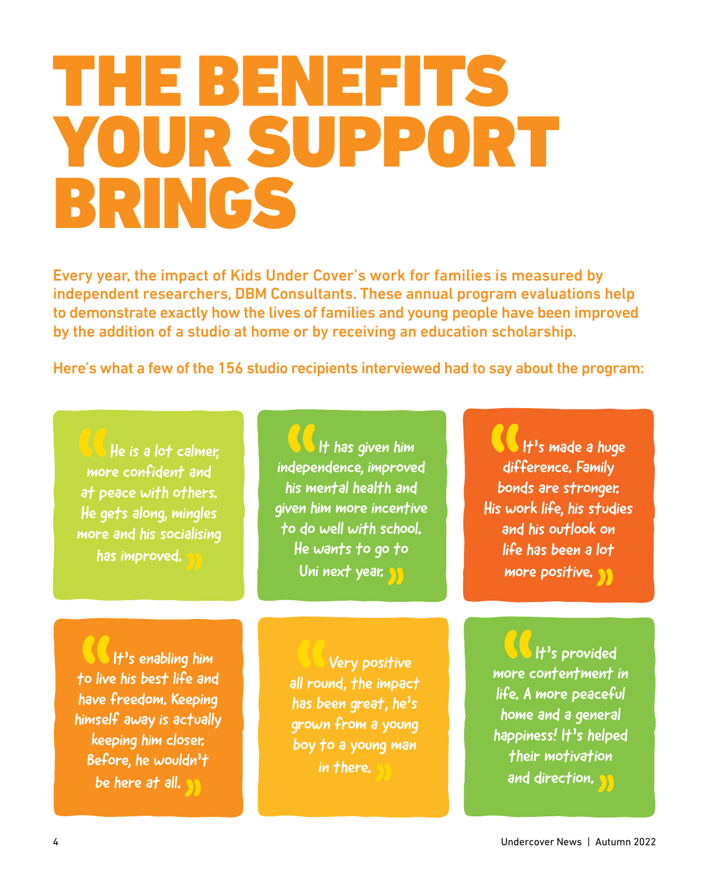# THE BENEFITS YOUR SUPPORT BRINGS

**Every year, the impact of Kids Under Cover's work for families is measured by independent researchers, DBM Consultants. These annual program evaluations help to demonstrate exactly how the lives of families and young people have been improved by the addition of a studio at home or by receiving an education scholarship.**

**Here's what a few of the 156 studio recipients interviewed had to say about the program:**

> "He is a lot calmer, more confident and at peace with others. He gets along, mingles more and his socialising has improved."

> "It has given him independence, improved his mental health and given him more incentive to do well with school. He wants to go to Uni next year."

> "It's made a huge difference. Family bonds are stronger. His work life, his studies and his outlook on life has been a lot more positive."

> "It's enabling him to live his best life and have freedom. Keeping himself away is actually keeping him closer. Before, he wouldn't be here at all."

> "Very positive all round, the impact has been great, he's grown from a young boy to a young man in there."

> "It's provided more contentment in life. A more peaceful home and a general happiness! It's helped their motivation and direction."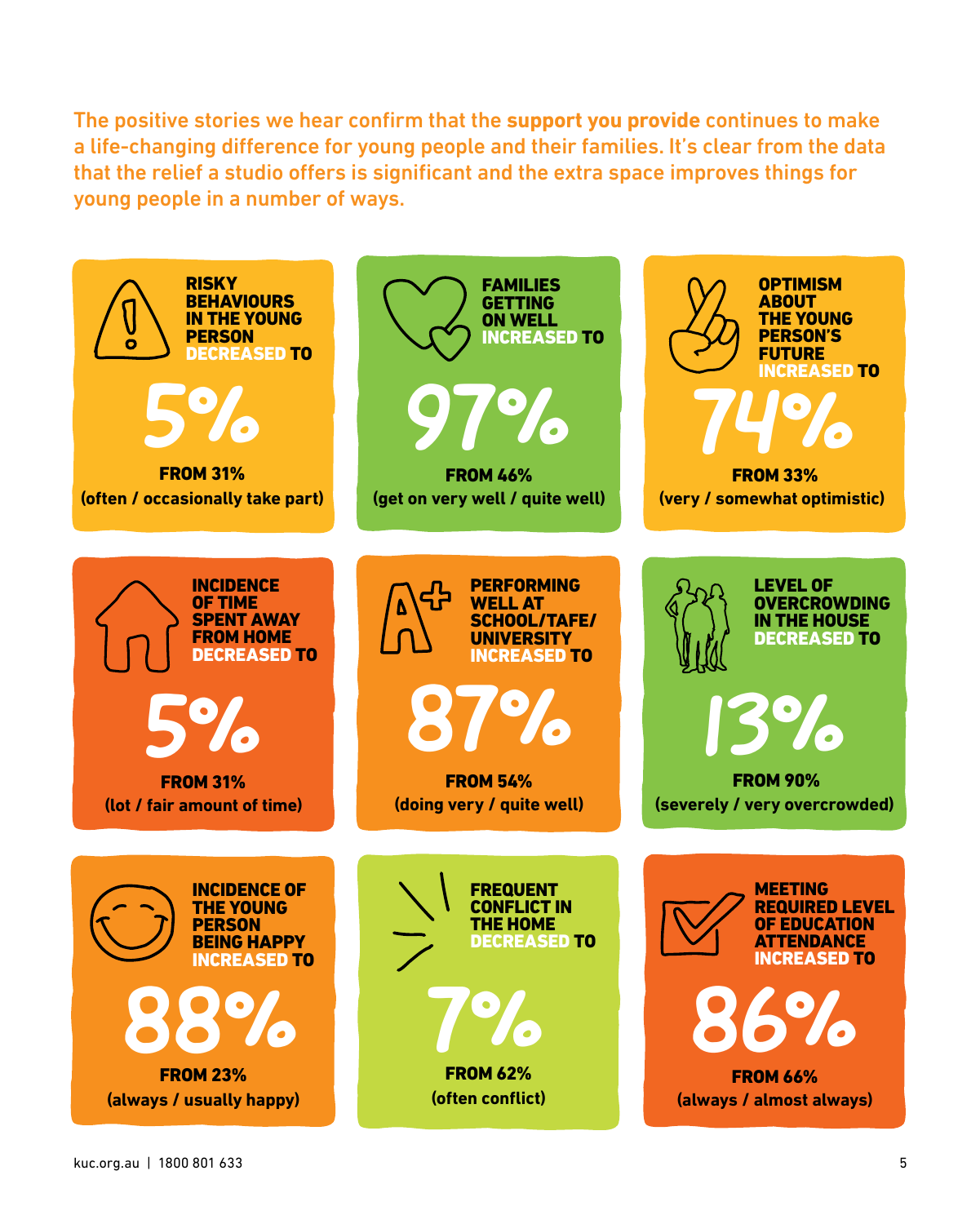The positive stories we hear confirm that the **support you provide** continues to make a life-changing difference for young people and their families. It's clear from the data that the relief a studio offers is significant and the extra space improves things for young people in a number of ways.

**RISKY BEHAVIOURS IN THE YOUNG PERSON DECREASED TO**

**5%**

**FROM 31%**
**(often / occasionally take part)**

**FAMILIES GETTING ON WELL INCREASED TO**

**97%**

**FROM 46%**
**(get on very well / quite well)**

**OPTIMISM ABOUT THE YOUNG PERSON'S FUTURE INCREASED TO**

**74%**

**FROM 33%**
**(very / somewhat optimistic)**

**INCIDENCE OF TIME SPENT AWAY FROM HOME DECREASED TO**

**5%**

**FROM 31%**
**(lot / fair amount of time)**

**PERFORMING WELL AT SCHOOL/TAFE/ UNIVERSITY INCREASED TO**

**87%**

**FROM 54%**
**(doing very / quite well)**

**LEVEL OF OVERCROWDING IN THE HOUSE DECREASED TO**

**13%**

**FROM 90%**
**(severely / very overcrowded)**

**INCIDENCE OF THE YOUNG PERSON BEING HAPPY INCREASED TO**

**88%**

**FROM 23%**
**(always / usually happy)**

**FREQUENT CONFLICT IN THE HOME DECREASED TO**

**7%**

**FROM 62%**
**(often conflict)**

**MEETING REQUIRED LEVEL OF EDUCATION ATTENDANCE INCREASED TO**

**86%**

**FROM 66%**
**(always / almost always)**

kuc.org.au | 1800 801 633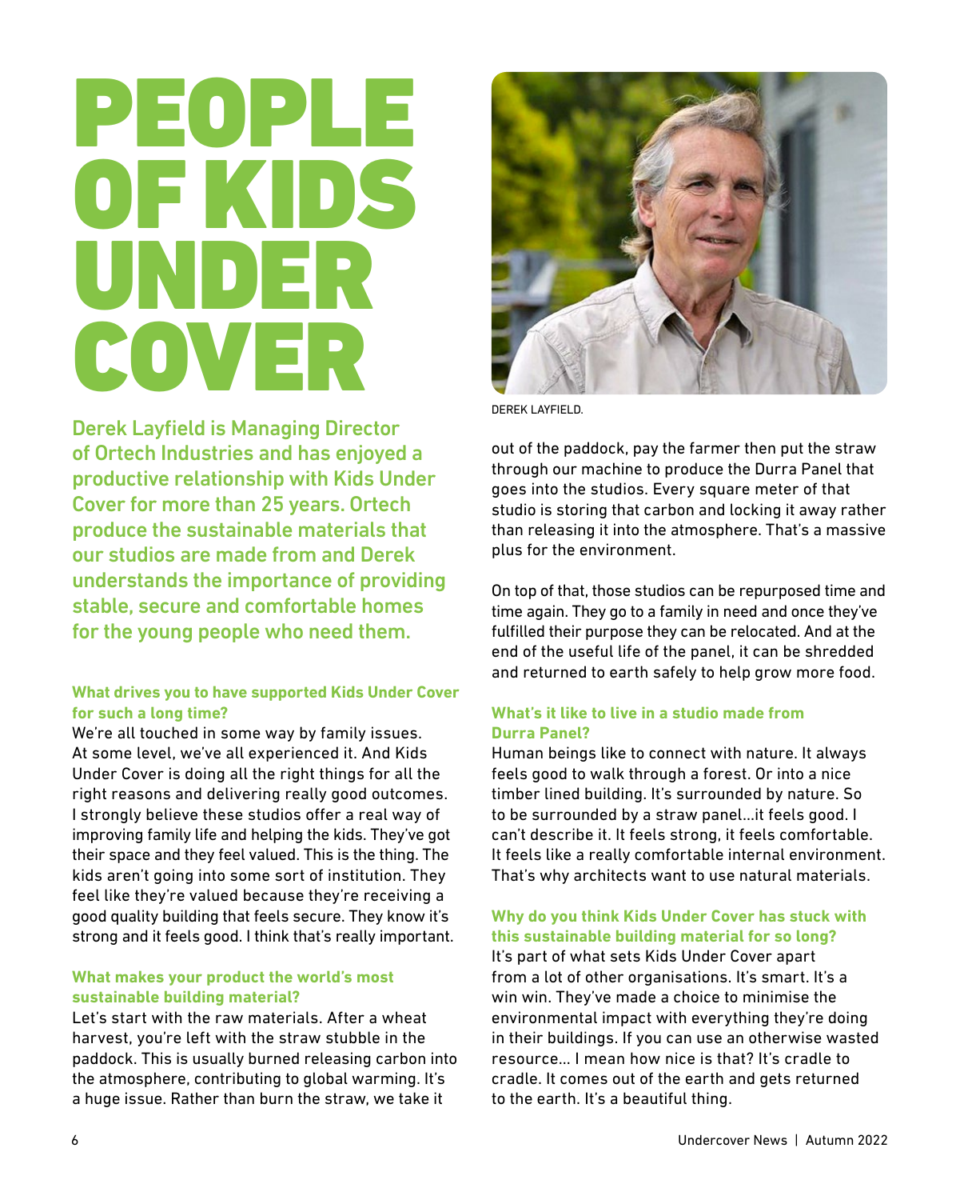# PEOPLE OF KIDS UNDER COVER

**Derek Layfield is Managing Director of Ortech Industries and has enjoyed a productive relationship with Kids Under Cover for more than 25 years. Ortech produce the sustainable materials that our studios are made from and Derek understands the importance of providing stable, secure and comfortable homes for the young people who need them.**

DEREK LAYFIELD.

### What drives you to have supported Kids Under Cover for such a long time?

We're all touched in some way by family issues. At some level, we've all experienced it. And Kids Under Cover is doing all the right things for all the right reasons and delivering really good outcomes. I strongly believe these studios offer a real way of improving family life and helping the kids. They've got their space and they feel valued. This is the thing. The kids aren't going into some sort of institution. They feel like they're valued because they're receiving a good quality building that feels secure. They know it's strong and it feels good. I think that's really important.

### What makes your product the world's most sustainable building material?

Let's start with the raw materials. After a wheat harvest, you're left with the straw stubble in the paddock. This is usually burned releasing carbon into the atmosphere, contributing to global warming. It's a huge issue. Rather than burn the straw, we take it out of the paddock, pay the farmer then put the straw through our machine to produce the Durra Panel that goes into the studios. Every square meter of that studio is storing that carbon and locking it away rather than releasing it into the atmosphere. That's a massive plus for the environment.

On top of that, those studios can be repurposed time and time again. They go to a family in need and once they've fulfilled their purpose they can be relocated. And at the end of the useful life of the panel, it can be shredded and returned to earth safely to help grow more food.

### What's it like to live in a studio made from Durra Panel?

Human beings like to connect with nature. It always feels good to walk through a forest. Or into a nice timber lined building. It's surrounded by nature. So to be surrounded by a straw panel...it feels good. I can't describe it. It feels strong, it feels comfortable. It feels like a really comfortable internal environment. That's why architects want to use natural materials.

### Why do you think Kids Under Cover has stuck with this sustainable building material for so long?

It's part of what sets Kids Under Cover apart from a lot of other organisations. It's smart. It's a win win. They've made a choice to minimise the environmental impact with everything they're doing in their buildings. If you can use an otherwise wasted resource... I mean how nice is that? It's cradle to cradle. It comes out of the earth and gets returned to the earth. It's a beautiful thing.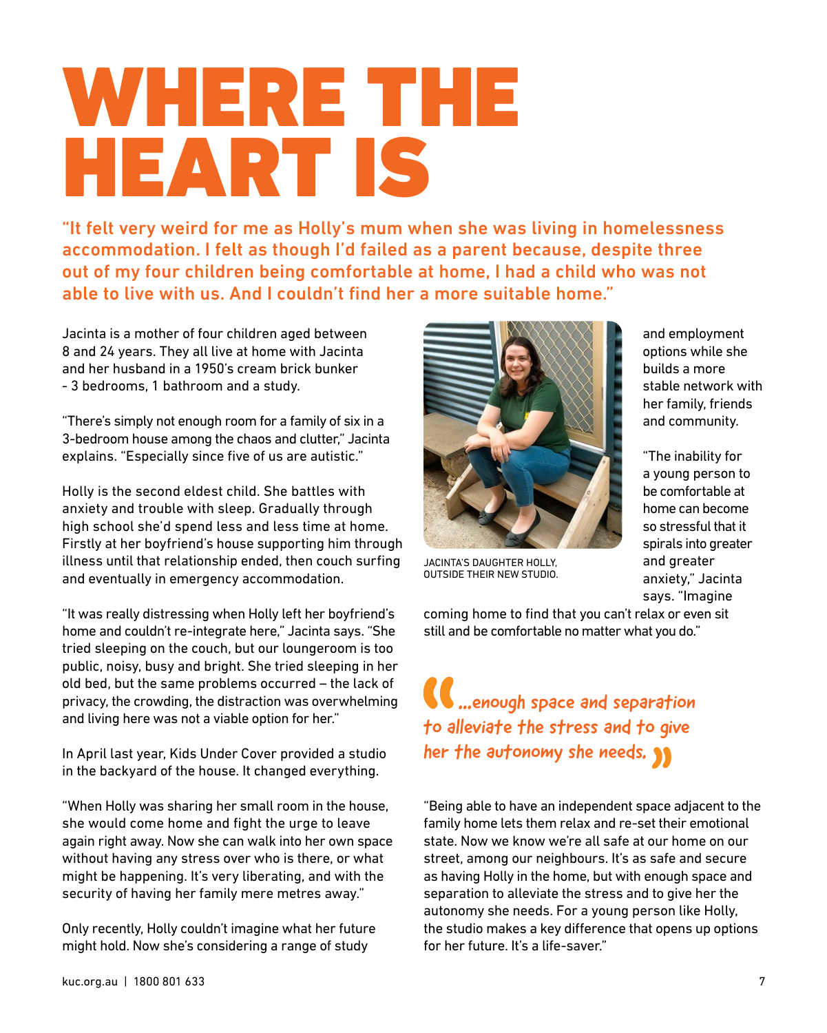# WHERE THE HEART IS

**"It felt very weird for me as Holly's mum when she was living in homelessness accommodation. I felt as though I'd failed as a parent because, despite three out of my four children being comfortable at home, I had a child who was not able to live with us. And I couldn't find her a more suitable home."**

Jacinta is a mother of four children aged between 8 and 24 years. They all live at home with Jacinta and her husband in a 1950's cream brick bunker - 3 bedrooms, 1 bathroom and a study.

"There's simply not enough room for a family of six in a 3-bedroom house among the chaos and clutter," Jacinta explains. "Especially since five of us are autistic."

Holly is the second eldest child. She battles with anxiety and trouble with sleep. Gradually through high school she'd spend less and less time at home. Firstly at her boyfriend's house supporting him through illness until that relationship ended, then couch surfing and eventually in emergency accommodation.

"It was really distressing when Holly left her boyfriend's home and couldn't re-integrate here," Jacinta says. "She tried sleeping on the couch, but our loungeroom is too public, noisy, busy and bright. She tried sleeping in her old bed, but the same problems occurred – the lack of privacy, the crowding, the distraction was overwhelming and living here was not a viable option for her."

In April last year, Kids Under Cover provided a studio in the backyard of the house. It changed everything.

"When Holly was sharing her small room in the house, she would come home and fight the urge to leave again right away. Now she can walk into her own space without having any stress over who is there, or what might be happening. It's very liberating, and with the security of having her family mere metres away."

Only recently, Holly couldn't imagine what her future might hold. Now she's considering a range of study and employment options while she builds a more stable network with her family, friends and community.

JACINTA'S DAUGHTER HOLLY, OUTSIDE THEIR NEW STUDIO.

"The inability for a young person to be comfortable at home can become so stressful that it spirals into greater and greater anxiety," Jacinta says. "Imagine coming home to find that you can't relax or even sit still and be comfortable no matter what you do."

> "...enough space and separation to alleviate the stress and to give her the autonomy she needs."

"Being able to have an independent space adjacent to the family home lets them relax and re-set their emotional state. Now we know we're all safe at our home on our street, among our neighbours. It's as safe and secure as having Holly in the home, but with enough space and separation to alleviate the stress and to give her the autonomy she needs. For a young person like Holly, the studio makes a key difference that opens up options for her future. It's a life-saver."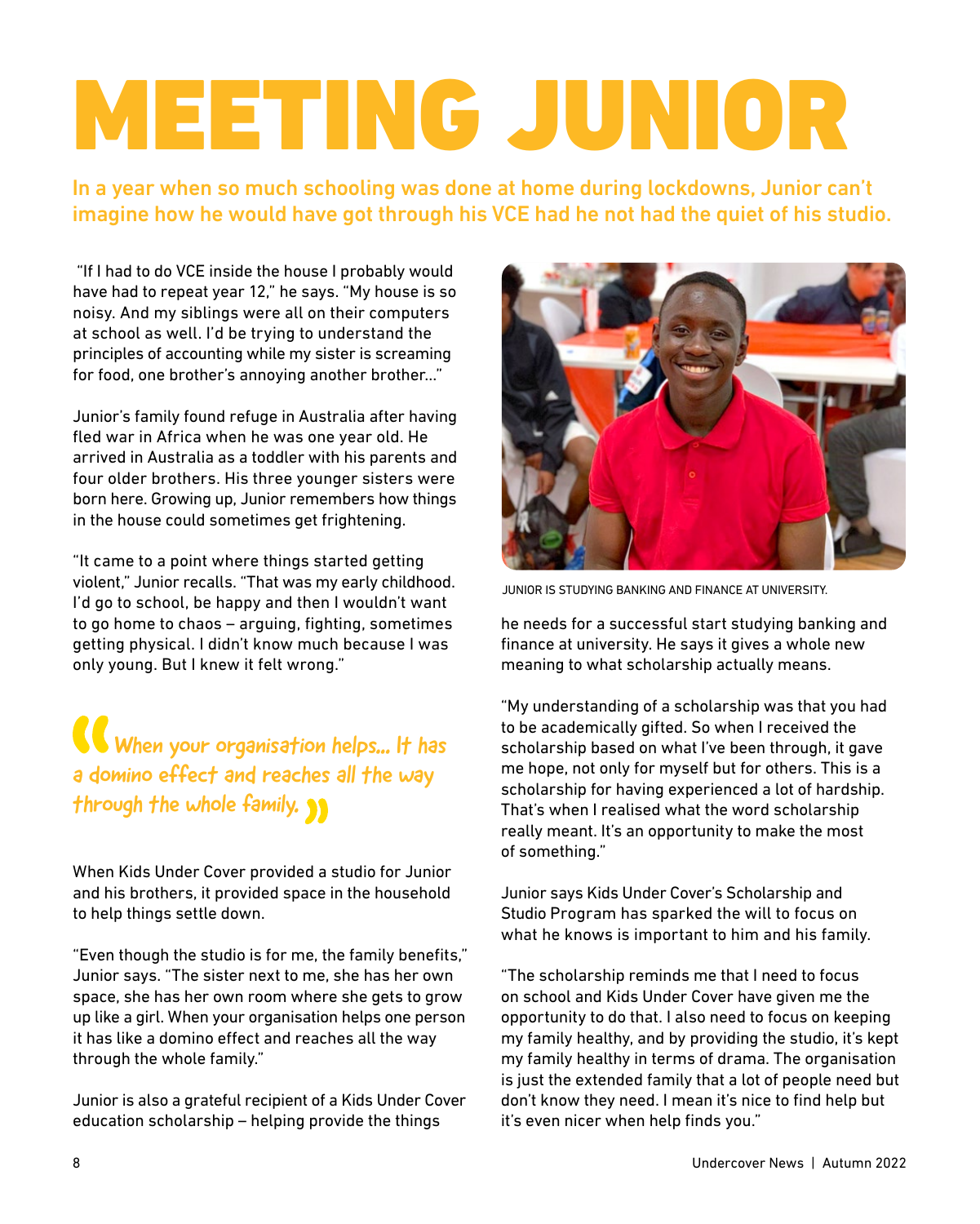# MEETING JUNIOR

**In a year when so much schooling was done at home during lockdowns, Junior can't imagine how he would have got through his VCE had he not had the quiet of his studio.**

"If I had to do VCE inside the house I probably would have had to repeat year 12," he says. "My house is so noisy. And my siblings were all on their computers at school as well. I'd be trying to understand the principles of accounting while my sister is screaming for food, one brother's annoying another brother..."

Junior's family found refuge in Australia after having fled war in Africa when he was one year old. He arrived in Australia as a toddler with his parents and four older brothers. His three younger sisters were born here. Growing up, Junior remembers how things in the house could sometimes get frightening.

"It came to a point where things started getting violent," Junior recalls. "That was my early childhood. I'd go to school, be happy and then I wouldn't want to go home to chaos – arguing, fighting, sometimes getting physical. I didn't know much because I was only young. But I knew it felt wrong."

> "When your organisation helps... It has a domino effect and reaches all the way through the whole family."

When Kids Under Cover provided a studio for Junior and his brothers, it provided space in the household to help things settle down.

"Even though the studio is for me, the family benefits," Junior says. "The sister next to me, she has her own space, she has her own room where she gets to grow up like a girl. When your organisation helps one person it has like a domino effect and reaches all the way through the whole family."

Junior is also a grateful recipient of a Kids Under Cover education scholarship – helping provide the things he needs for a successful start studying banking and finance at university. He says it gives a whole new meaning to what scholarship actually means.

JUNIOR IS STUDYING BANKING AND FINANCE AT UNIVERSITY.

"My understanding of a scholarship was that you had to be academically gifted. So when I received the scholarship based on what I've been through, it gave me hope, not only for myself but for others. This is a scholarship for having experienced a lot of hardship. That's when I realised what the word scholarship really meant. It's an opportunity to make the most of something."

Junior says Kids Under Cover's Scholarship and Studio Program has sparked the will to focus on what he knows is important to him and his family.

"The scholarship reminds me that I need to focus on school and Kids Under Cover have given me the opportunity to do that. I also need to focus on keeping my family healthy, and by providing the studio, it's kept my family healthy in terms of drama. The organisation is just the extended family that a lot of people need but don't know they need. I mean it's nice to find help but it's even nicer when help finds you."